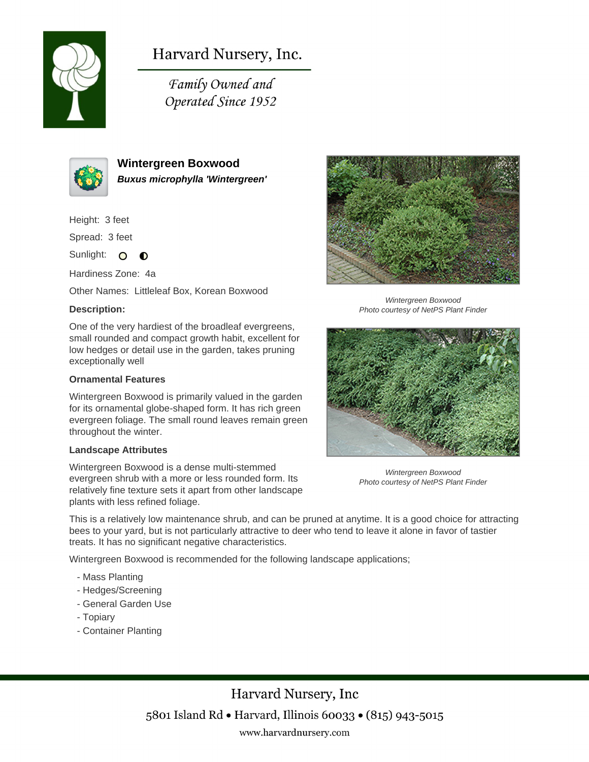# Harvard Nursery, Inc.

*Family Owned and Operated Since 1952*

## Wintergreen Boxwood

***Buxus microphylla 'Wintergreen'***

Height: 3 feet

Spread: 3 feet

Sunlight:

Hardiness Zone: 4a

Other Names: Littleleaf Box, Korean Boxwood

**Description:**

One of the very hardiest of the broadleaf evergreens, small rounded and compact growth habit, excellent for low hedges or detail use in the garden, takes pruning exceptionally well

**Ornamental Features**

Wintergreen Boxwood is primarily valued in the garden for its ornamental globe-shaped form. It has rich green evergreen foliage. The small round leaves remain green throughout the winter.

**Landscape Attributes**

Wintergreen Boxwood is a dense multi-stemmed evergreen shrub with a more or less rounded form. Its relatively fine texture sets it apart from other landscape plants with less refined foliage.

This is a relatively low maintenance shrub, and can be pruned at anytime. It is a good choice for attracting bees to your yard, but is not particularly attractive to deer who tend to leave it alone in favor of tastier treats. It has no significant negative characteristics.

Wintergreen Boxwood is recommended for the following landscape applications;

- Mass Planting
- Hedges/Screening
- General Garden Use
- Topiary
- Container Planting

*Wintergreen Boxwood*
*Photo courtesy of NetPS Plant Finder*

*Wintergreen Boxwood*
*Photo courtesy of NetPS Plant Finder*

Harvard Nursery, Inc

5801 Island Rd • Harvard, Illinois 60033 • (815) 943-5015

www.harvardnursery.com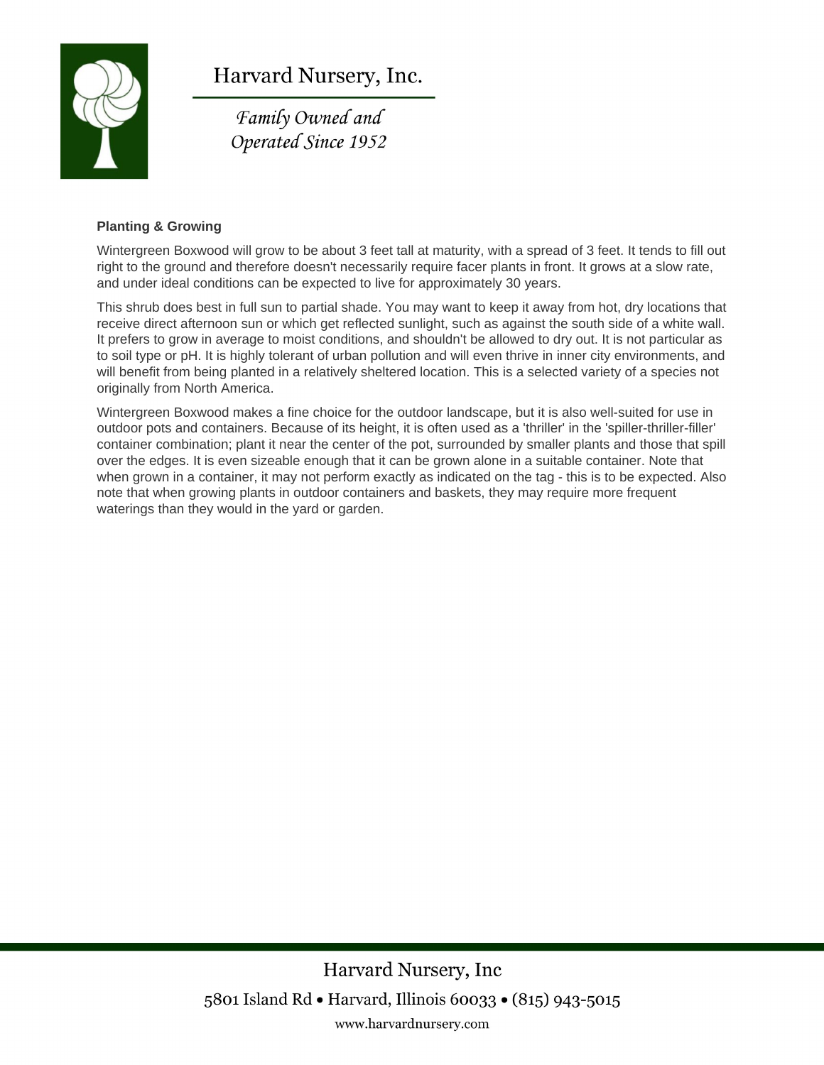Harvard Nursery, Inc.

*Family Owned and Operated Since 1952*

**Planting & Growing**

Wintergreen Boxwood will grow to be about 3 feet tall at maturity, with a spread of 3 feet. It tends to fill out right to the ground and therefore doesn't necessarily require facer plants in front. It grows at a slow rate, and under ideal conditions can be expected to live for approximately 30 years.

This shrub does best in full sun to partial shade. You may want to keep it away from hot, dry locations that receive direct afternoon sun or which get reflected sunlight, such as against the south side of a white wall. It prefers to grow in average to moist conditions, and shouldn't be allowed to dry out. It is not particular as to soil type or pH. It is highly tolerant of urban pollution and will even thrive in inner city environments, and will benefit from being planted in a relatively sheltered location. This is a selected variety of a species not originally from North America.

Wintergreen Boxwood makes a fine choice for the outdoor landscape, but it is also well-suited for use in outdoor pots and containers. Because of its height, it is often used as a 'thriller' in the 'spiller-thriller-filler' container combination; plant it near the center of the pot, surrounded by smaller plants and those that spill over the edges. It is even sizeable enough that it can be grown alone in a suitable container. Note that when grown in a container, it may not perform exactly as indicated on the tag - this is to be expected. Also note that when growing plants in outdoor containers and baskets, they may require more frequent waterings than they would in the yard or garden.

Harvard Nursery, Inc

5801 Island Rd • Harvard, Illinois 60033 • (815) 943-5015

www.harvardnursery.com